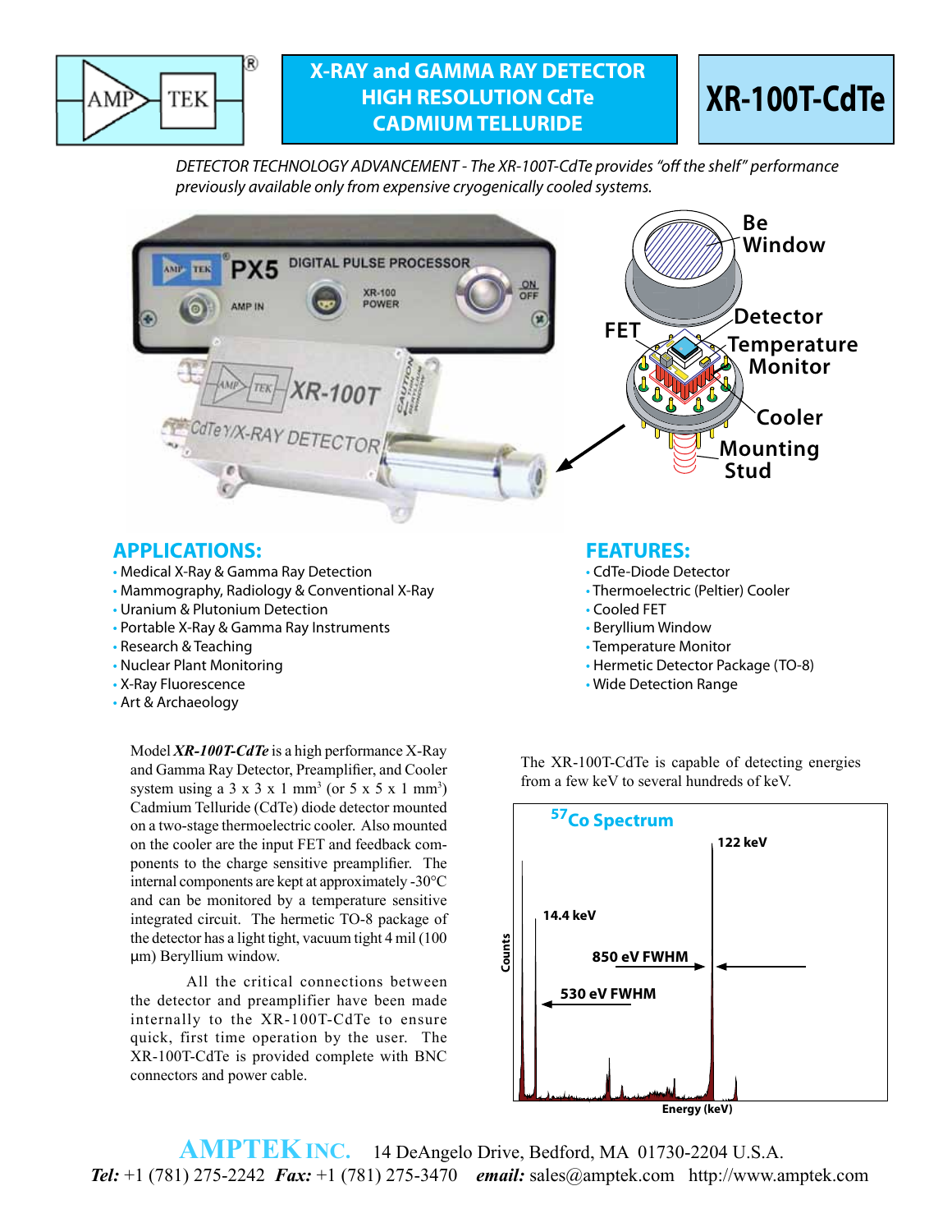# X-RAY and GAMMA RAY DETECTOR HIGH RESOLUTION CdTe CADMIUM TELLURIDE

# XR-100T-CdTe

*DETECTOR TECHNOLOGY ADVANCEMENT - The XR-100T-CdTe provides "off the shelf" performance previously available only from expensive cryogenically cooled systems.*

## APPLICATIONS:

- Medical X-Ray & Gamma Ray Detection
- Mammography, Radiology & Conventional X-Ray
- Uranium & Plutonium Detection
- Portable X-Ray & Gamma Ray Instruments
- Research & Teaching
- Nuclear Plant Monitoring
- X-Ray Fluorescence
- Art & Archaeology

## FEATURES:

- CdTe-Diode Detector
- Thermoelectric (Peltier) Cooler
- Cooled FET
- Beryllium Window
- Temperature Monitor
- Hermetic Detector Package (TO-8)
- Wide Detection Range

Model ***XR-100T-CdTe*** is a high performance X-Ray and Gamma Ray Detector, Preamplifier, and Cooler system using a 3 x 3 x 1 mm$^3$ (or 5 x 5 x 1 mm$^3$) Cadmium Telluride (CdTe) diode detector mounted on a two-stage thermoelectric cooler. Also mounted on the cooler are the input FET and feedback components to the charge sensitive preamplifier. The internal components are kept at approximately -30°C and can be monitored by a temperature sensitive integrated circuit. The hermetic TO-8 package of the detector has a light tight, vacuum tight 4 mil (100 μm) Beryllium window.

All the critical connections between the detector and preamplifier have been made internally to the XR-100T-CdTe to ensure quick, first time operation by the user. The XR-100T-CdTe is provided complete with BNC connectors and power cable.

The XR-100T-CdTe is capable of detecting energies from a few keV to several hundreds of keV.

**AMPTEK INC.** 14 DeAngelo Drive, Bedford, MA 01730-2204 U.S.A.
***Tel:*** +1 (781) 275-2242 ***Fax:*** +1 (781) 275-3470 ***email:*** sales@amptek.com http://www.amptek.com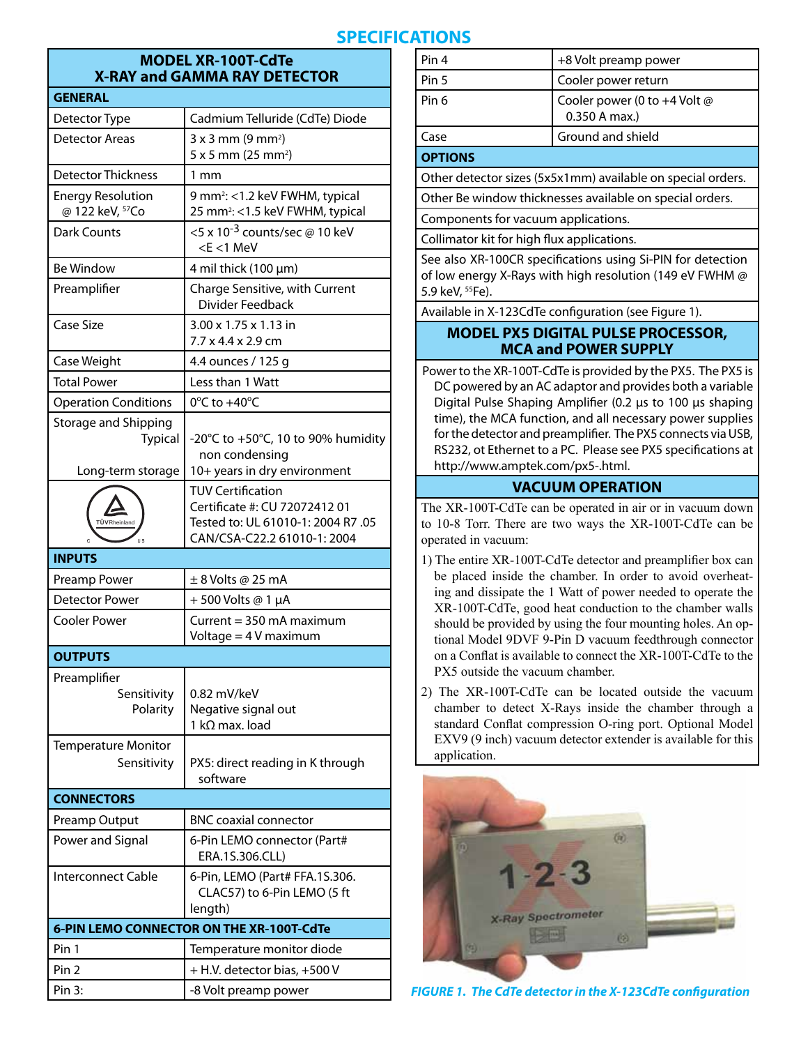## SPECIFICATIONS

| MODEL XR-100T-CdTe X-RAY and GAMMA RAY DETECTOR | |
|---|---|
| **GENERAL** | |
| Detector Type | Cadmium Telluride (CdTe) Diode |
| Detector Areas | 3 x 3 mm (9 mm²)<br>5 x 5 mm (25 mm²) |
| Detector Thickness | 1 mm |
| Energy Resolution @ 122 keV, $^{57}$Co | 9 mm²: <1.2 keV FWHM, typical<br>25 mm²: <1.5 keV FWHM, typical |
| Dark Counts | <5 x $10^{-3}$ counts/sec @ 10 keV <E <1 MeV |
| Be Window | 4 mil thick (100 µm) |
| Preamplifier | Charge Sensitive, with Current Divider Feedback |
| Case Size | 3.00 x 1.75 x 1.13 in<br>7.7 x 4.4 x 2.9 cm |
| Case Weight | 4.4 ounces / 125 g |
| Total Power | Less than 1 Watt |
| Operation Conditions | 0°C to +40°C |
| Storage and Shipping<br>Typical<br>Long-term storage | -20°C to +50°C, 10 to 90% humidity non condensing<br>10+ years in dry environment |
| TÜV Rheinland C US | TUV Certification<br>Certificate #: CU 72072412 01<br>Tested to: UL 61010-1: 2004 R7 .05<br>CAN/CSA-C22.2 61010-1: 2004 |
| **INPUTS** | |
| Preamp Power | ± 8 Volts @ 25 mA |
| Detector Power | + 500 Volts @ 1 µA |
| Cooler Power | Current = 350 mA maximum<br>Voltage = 4 V maximum |
| **OUTPUTS** | |
| Preamplifier<br>Sensitivity<br>Polarity | 0.82 mV/keV<br>Negative signal out<br>1 kΩ max. load |
| Temperature Monitor<br>Sensitivity | PX5: direct reading in K through software |
| **CONNECTORS** | |
| Preamp Output | BNC coaxial connector |
| Power and Signal | 6-Pin LEMO connector (Part# ERA.1S.306.CLL) |
| Interconnect Cable | 6-Pin, LEMO (Part# FFA.1S.306. CLAC57) to 6-Pin LEMO (5 ft length) |
| **6-PIN LEMO CONNECTOR ON THE XR-100T-CdTe** | |
| Pin 1 | Temperature monitor diode |
| Pin 2 | + H.V. detector bias, +500 V |
| Pin 3: | -8 Volt preamp power |
| Pin 4 | +8 Volt preamp power |
| Pin 5 | Cooler power return |
| Pin 6 | Cooler power (0 to +4 Volt @ 0.350 A max.) |
| Case | Ground and shield |

### OPTIONS

- Other detector sizes (5x5x1mm) available on special orders.
- Other Be window thicknesses available on special orders.
- Components for vacuum applications.
- Collimator kit for high flux applications.
- See also XR-100CR specifications using Si-PIN for detection of low energy X-Rays with high resolution (149 eV FWHM @ 5.9 keV, $^{55}$Fe).
- Available in X-123CdTe configuration (see Figure 1).

### MODEL PX5 DIGITAL PULSE PROCESSOR, MCA and POWER SUPPLY

Power to the XR-100T-CdTe is provided by the PX5. The PX5 is DC powered by an AC adaptor and provides both a variable Digital Pulse Shaping Amplifier (0.2 µs to 100 µs shaping time), the MCA function, and all necessary power supplies for the detector and preamplifier. The PX5 connects via USB, RS232, ot Ethernet to a PC. Please see PX5 specifications at http://www.amptek.com/px5-.html.

### VACUUM OPERATION

The XR-100T-CdTe can be operated in air or in vacuum down to 10-8 Torr. There are two ways the XR-100T-CdTe can be operated in vacuum:

1) The entire XR-100T-CdTe detector and preamplifier box can be placed inside the chamber. In order to avoid overheating and dissipate the 1 Watt of power needed to operate the XR-100T-CdTe, good heat conduction to the chamber walls should be provided by using the four mounting holes. An optional Model 9DVF 9-Pin D vacuum feedthrough connector on a Conflat is available to connect the XR-100T-CdTe to the PX5 outside the vacuum chamber.

2) The XR-100T-CdTe can be located outside the vacuum chamber to detect X-Rays inside the chamber through a standard Conflat compression O-ring port. Optional Model EXV9 (9 inch) vacuum detector extender is available for this application.

*FIGURE 1. The CdTe detector in the X-123CdTe configuration*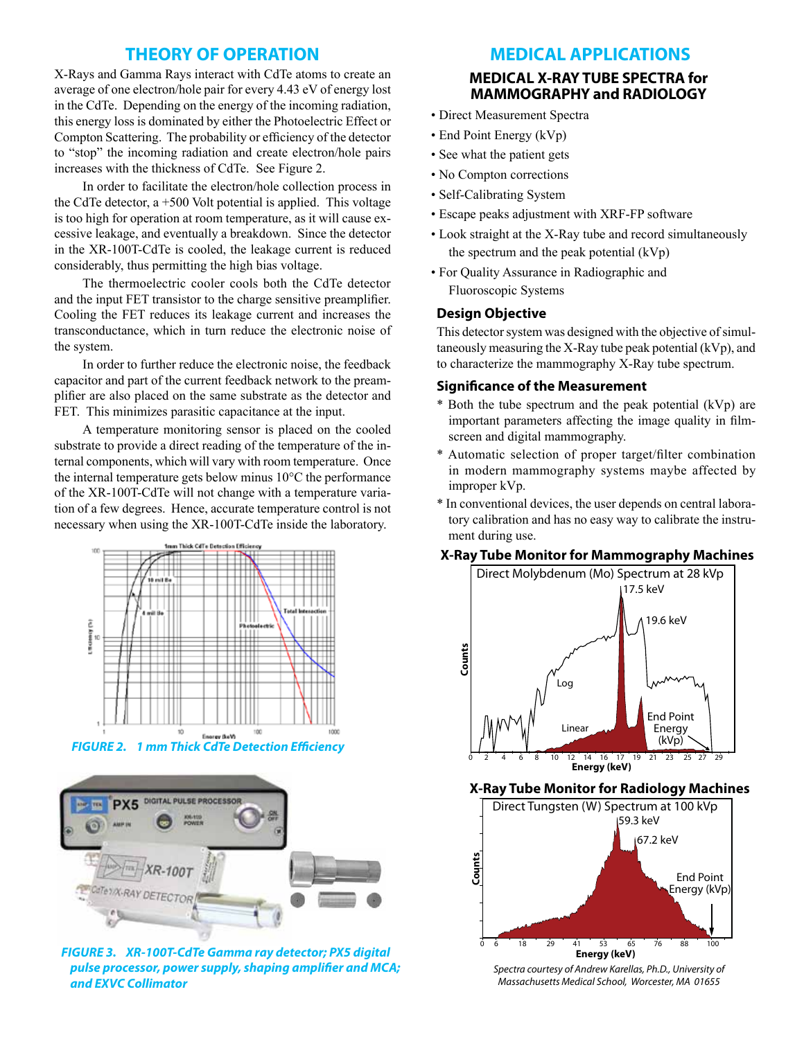## THEORY OF OPERATION

X-Rays and Gamma Rays interact with CdTe atoms to create an average of one electron/hole pair for every 4.43 eV of energy lost in the CdTe. Depending on the energy of the incoming radiation, this energy loss is dominated by either the Photoelectric Effect or Compton Scattering. The probability or efficiency of the detector to "stop" the incoming radiation and create electron/hole pairs increases with the thickness of CdTe. See Figure 2.

In order to facilitate the electron/hole collection process in the CdTe detector, a +500 Volt potential is applied. This voltage is too high for operation at room temperature, as it will cause excessive leakage, and eventually a breakdown. Since the detector in the XR-100T-CdTe is cooled, the leakage current is reduced considerably, thus permitting the high bias voltage.

The thermoelectric cooler cools both the CdTe detector and the input FET transistor to the charge sensitive preamplifier. Cooling the FET reduces its leakage current and increases the transconductance, which in turn reduce the electronic noise of the system.

In order to further reduce the electronic noise, the feedback capacitor and part of the current feedback network to the preamplifier are also placed on the same substrate as the detector and FET. This minimizes parasitic capacitance at the input.

A temperature monitoring sensor is placed on the cooled substrate to provide a direct reading of the temperature of the internal components, which will vary with room temperature. Once the internal temperature gets below minus 10°C the performance of the XR-100T-CdTe will not change with a temperature variation of a few degrees. Hence, accurate temperature control is not necessary when using the XR-100T-CdTe inside the laboratory.

*FIGURE 2. 1 mm Thick CdTe Detection Efficiency*

*FIGURE 3. XR-100T-CdTe Gamma ray detector; PX5 digital pulse processor, power supply, shaping amplifier and MCA; and EXVC Collimator*

## MEDICAL APPLICATIONS

### MEDICAL X-RAY TUBE SPECTRA for MAMMOGRAPHY and RADIOLOGY

- Direct Measurement Spectra
- End Point Energy (kVp)
- See what the patient gets
- No Compton corrections
- Self-Calibrating System
- Escape peaks adjustment with XRF-FP software
- Look straight at the X-Ray tube and record simultaneously the spectrum and the peak potential (kVp)
- For Quality Assurance in Radiographic and Fluoroscopic Systems

### Design Objective

This detector system was designed with the objective of simultaneously measuring the X-Ray tube peak potential (kVp), and to characterize the mammography X-Ray tube spectrum.

### Significance of the Measurement

* Both the tube spectrum and the peak potential (kVp) are important parameters affecting the image quality in film-screen and digital mammography.
* Automatic selection of proper target/filter combination in modern mammography systems maybe affected by improper kVp.
* In conventional devices, the user depends on central laboratory calibration and has no easy way to calibrate the instrument during use.

### X-Ray Tube Monitor for Mammography Machines

### X-Ray Tube Monitor for Radiology Machines

*Spectra courtesy of Andrew Karellas, Ph.D., University of Massachusetts Medical School, Worcester, MA 01655*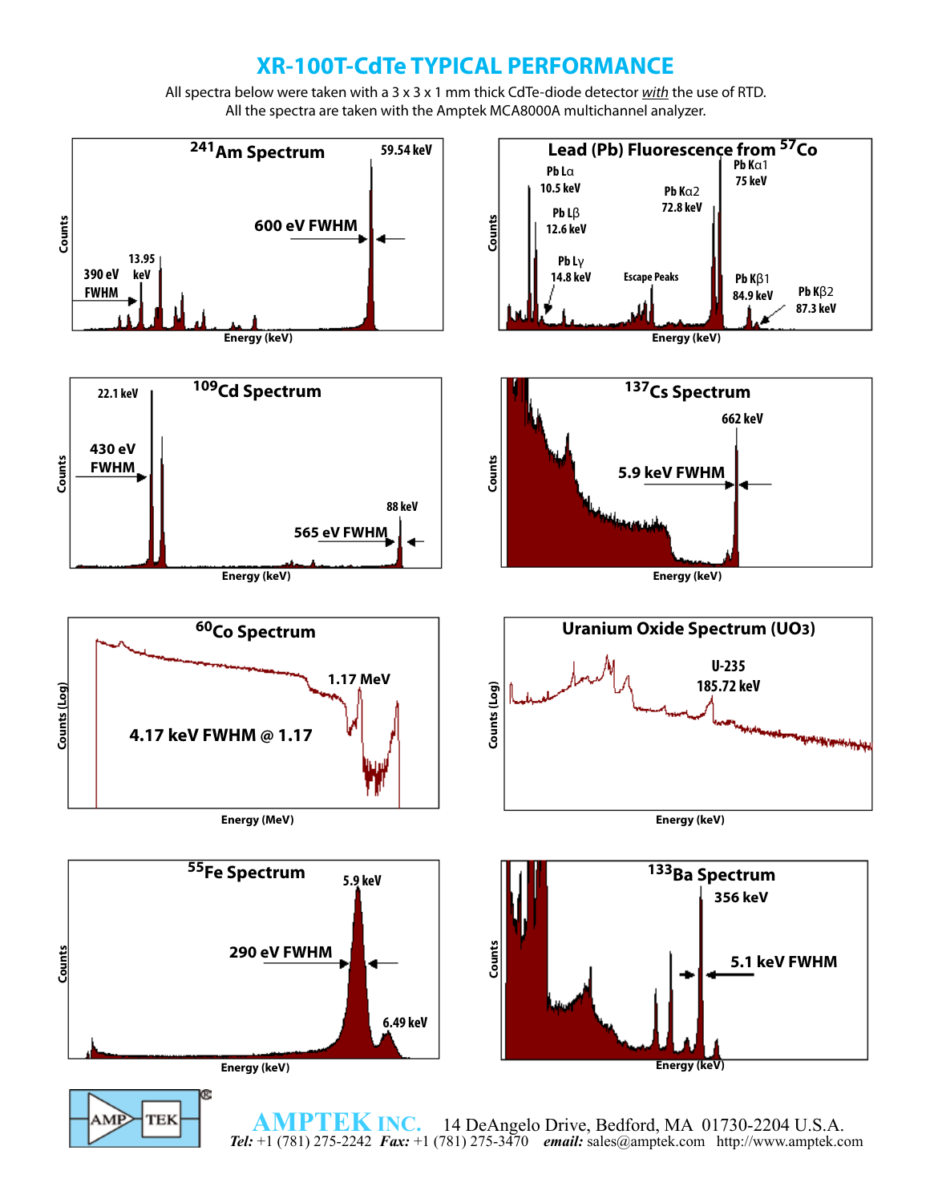# XR-100T-CdTe TYPICAL PERFORMANCE

All spectra below were taken with a 3 x 3 x 1 mm thick CdTe-diode detector *with* the use of RTD.
All the spectra are taken with the Amptek MCA8000A multichannel analyzer.

$^{241}$Am Spectrum
59.54 keV
600 eV FWHM
13.95 keV
390 eV FWHM
Counts
Energy (keV)

Lead (Pb) Fluorescence from $^{57}$Co
Pb Lα 10.5 keV
Pb Lβ 12.6 keV
Pb Lγ 14.8 keV
Escape Peaks
Pb Kα2 72.8 keV
Pb Kα1 75 keV
Pb Kβ1 84.9 keV
Pb Kβ2 87.3 keV
Counts
Energy (keV)

$^{109}$Cd Spectrum
22.1 keV
430 eV FWHM
88 keV
565 eV FWHM
Counts
Energy (keV)

$^{137}$Cs Spectrum
662 keV
5.9 keV FWHM
Counts
Energy (keV)

$^{60}$Co Spectrum
1.17 MeV
4.17 keV FWHM @ 1.17
Counts (Log)
Energy (MeV)

Uranium Oxide Spectrum ($UO_3$)
U-235
185.72 keV
Counts (Log)
Energy (keV)

$^{55}$Fe Spectrum
5.9 keV
290 eV FWHM
6.49 keV
Counts
Energy (keV)

$^{133}$Ba Spectrum
356 keV
5.1 keV FWHM
Counts
Energy (keV)

AMPTEK INC. 14 DeAngelo Drive, Bedford, MA 01730-2204 U.S.A.
*Tel:* +1 (781) 275-2242 *Fax:* +1 (781) 275-3470 *email:* sales@amptek.com http://www.amptek.com